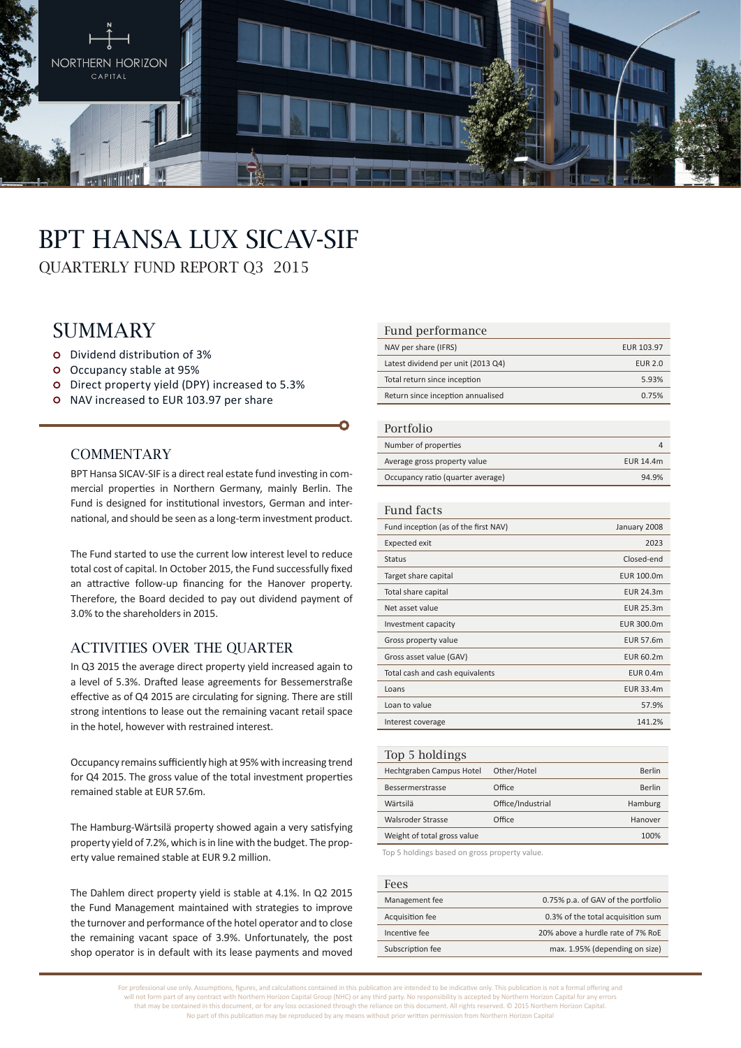# BPT HANSA LUX SICAV-SIF

QUARTERLY FUND REPORT Q3 2015

## SUMMARY

- Dividend distribution of 3%
- Occupancy stable at 95%
- Direct property yield (DPY) increased to 5.3%
- NAV increased to EUR 103.97 per share

### COMMENTARY

BPT Hansa SICAV-SIF is a direct real estate fund investing in commercial properties in Northern Germany, mainly Berlin. The Fund is designed for institutional investors, German and international, and should be seen as a long-term investment product.

The Fund started to use the current low interest level to reduce total cost of capital. In October 2015, the Fund successfully fixed an attractive follow-up financing for the Hanover property. Therefore, the Board decided to pay out dividend payment of 3.0% to the shareholders in 2015.

### ACTIVITIES OVER THE QUARTER

In Q3 2015 the average direct property yield increased again to a level of 5.3%. Drafted lease agreements for Bessemerstraße effective as of Q4 2015 are circulating for signing. There are still strong intentions to lease out the remaining vacant retail space in the hotel, however with restrained interest.

Occupancy remains sufficiently high at 95% with increasing trend for Q4 2015. The gross value of the total investment properties remained stable at EUR 57.6m.

The Hamburg-Wärtsilä property showed again a very satisfying property yield of 7.2%, which is in line with the budget. The property value remained stable at EUR 9.2 million.

The Dahlem direct property yield is stable at 4.1%. In Q2 2015 the Fund Management maintained with strategies to improve the turnover and performance of the hotel operator and to close the remaining vacant space of 3.9%. Unfortunately, the post shop operator is in default with its lease payments and moved

| Fund performance | |
|---|---|
| NAV per share (IFRS) | EUR 103.97 |
| Latest dividend per unit (2013 Q4) | EUR 2.0 |
| Total return since inception | 5.93% |
| Return since inception annualised | 0.75% |

| Portfolio | |
|---|---|
| Number of properties | 4 |
| Average gross property value | EUR 14.4m |
| Occupancy ratio (quarter average) | 94.9% |

| Fund facts | |
|---|---|
| Fund inception (as of the first NAV) | January 2008 |
| Expected exit | 2023 |
| Status | Closed-end |
| Target share capital | EUR 100.0m |
| Total share capital | EUR 24.3m |
| Net asset value | EUR 25.3m |
| Investment capacity | EUR 300.0m |
| Gross property value | EUR 57.6m |
| Gross asset value (GAV) | EUR 60.2m |
| Total cash and cash equivalents | EUR 0.4m |
| Loans | EUR 33.4m |
| Loan to value | 57.9% |
| Interest coverage | 141.2% |

| Top 5 holdings | | |
|---|---|---|
| Hechtgraben Campus Hotel | Other/Hotel | Berlin |
| Bessermerstrasse | Office | Berlin |
| Wärtsilä | Office/Industrial | Hamburg |
| Walsroder Strasse | Office | Hanover |
| Weight of total gross value | | 100% |

Top 5 holdings based on gross property value.

| Fees | |
|---|---|
| Management fee | 0.75% p.a. of GAV of the portfolio |
| Acquisition fee | 0.3% of the total acquisition sum |
| Incentive fee | 20% above a hurdle rate of 7% RoE |
| Subscription fee | max. 1.95% (depending on size) |

For professional use only. Assumptions, figures, and calculations contained in this publication are intended to be indicative only. This publication is not a formal offering and will not form part of any contract with Northern Horizon Capital Group (NHC) or any third party. No responsibility is accepted by Northern Horizon Capital for any errors that may be contained in this document, or for any loss occasioned through the reliance on this document. All rights reserved. © 2015 Northern Horizon Capital. No part of this publication may be reproduced by any means without prior written permission from Northern Horizon Capital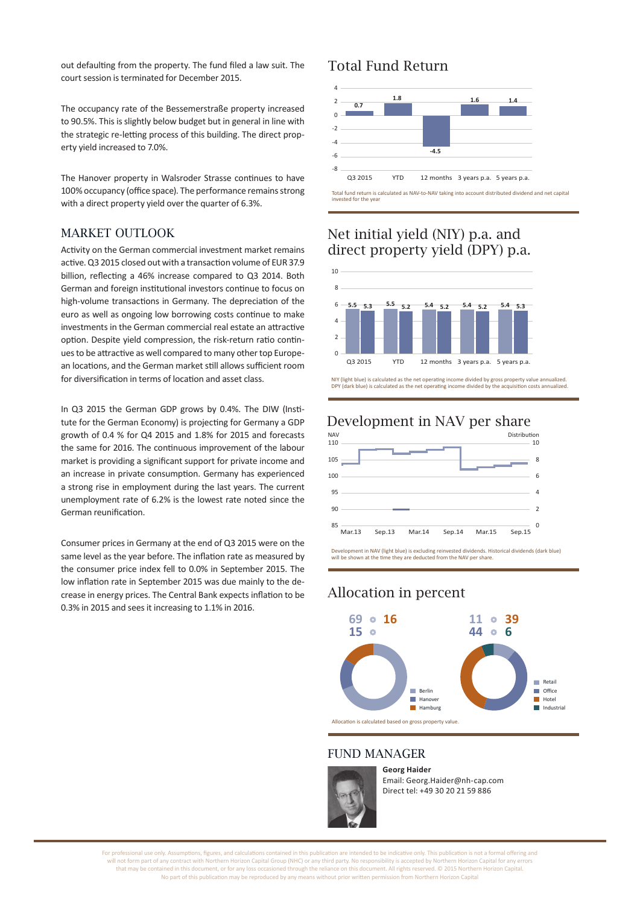out defaulting from the property. The fund filed a law suit. The court session is terminated for December 2015.

The occupancy rate of the Bessemerstraße property increased to 90.5%. This is slightly below budget but in general in line with the strategic re-letting process of this building. The direct property yield increased to 7.0%.

The Hanover property in Walsroder Strasse continues to have 100% occupancy (office space). The performance remains strong with a direct property yield over the quarter of 6.3%.

## MARKET OUTLOOK

Activity on the German commercial investment market remains active. Q3 2015 closed out with a transaction volume of EUR 37.9 billion, reflecting a 46% increase compared to Q3 2014. Both German and foreign institutional investors continue to focus on high-volume transactions in Germany. The depreciation of the euro as well as ongoing low borrowing costs continue to make investments in the German commercial real estate an attractive option. Despite yield compression, the risk-return ratio continues to be attractive as well compared to many other top European locations, and the German market still allows sufficient room for diversification in terms of location and asset class.

In Q3 2015 the German GDP grows by 0.4%. The DIW (Institute for the German Economy) is projecting for Germany a GDP growth of 0.4 % for Q4 2015 and 1.8% for 2015 and forecasts the same for 2016. The continuous improvement of the labour market is providing a significant support for private income and an increase in private consumption. Germany has experienced a strong rise in employment during the last years. The current unemployment rate of 6.2% is the lowest rate noted since the German reunification.

Consumer prices in Germany at the end of Q3 2015 were on the same level as the year before. The inflation rate as measured by the consumer price index fell to 0.0% in September 2015. The low inflation rate in September 2015 was due mainly to the decrease in energy prices. The Central Bank expects inflation to be 0.3% in 2015 and sees it increasing to 1.1% in 2016.

## Total Fund Return

Q3 2015: 0.7
YTD: 1.8
12 months: -4.5
3 years p.a.: 1.6
5 years p.a.: 1.4

Total fund return is calculated as NAV-to-NAV taking into account distributed dividend and net capital invested for the year

## Net initial yield (NIY) p.a. and direct property yield (DPY) p.a.

Q3 2015: 5.5, 5.3
YTD: 5.5, 5.2
12 months: 5.4, 5.2
3 years p.a.: 5.4, 5.2
5 years p.a.: 5.4, 5.3

NIY (light blue) is calculated as the net operating income divided by gross property value annualized.
DPY (dark blue) is calculated as the net operating income divided by the acquisition costs annualized.

## Development in NAV per share

NAV
Distribution
Mar.13, Sep.13, Mar.14, Sep.14, Mar.15, Sep.15

Development in NAV (light blue) is excluding reinvested dividends. Historical dividends (dark blue) will be shown at the time they are deducted from the NAV per share.

## Allocation in percent

69 16
15

Berlin
Hanover
Hamburg

11 39
44 6

Retail
Office
Hotel
Industrial

Allocation is calculated based on gross property value.

## FUND MANAGER

**Georg Haider**
Email: Georg.Haider@nh-cap.com
Direct tel: +49 30 20 21 59 886

For professional use only. Assumptions, figures, and calculations contained in this publication are intended to be indicative only. This publication is not a formal offering and will not form part of any contract with Northern Horizon Capital Group (NHC) or any third party. No responsibility is accepted by Northern Horizon Capital for any errors that may be contained in this document, or for any loss occasioned through the reliance on this document. All rights reserved. © 2015 Northern Horizon Capital. No part of this publication may be reproduced by any means without prior written permission from Northern Horizon Capital